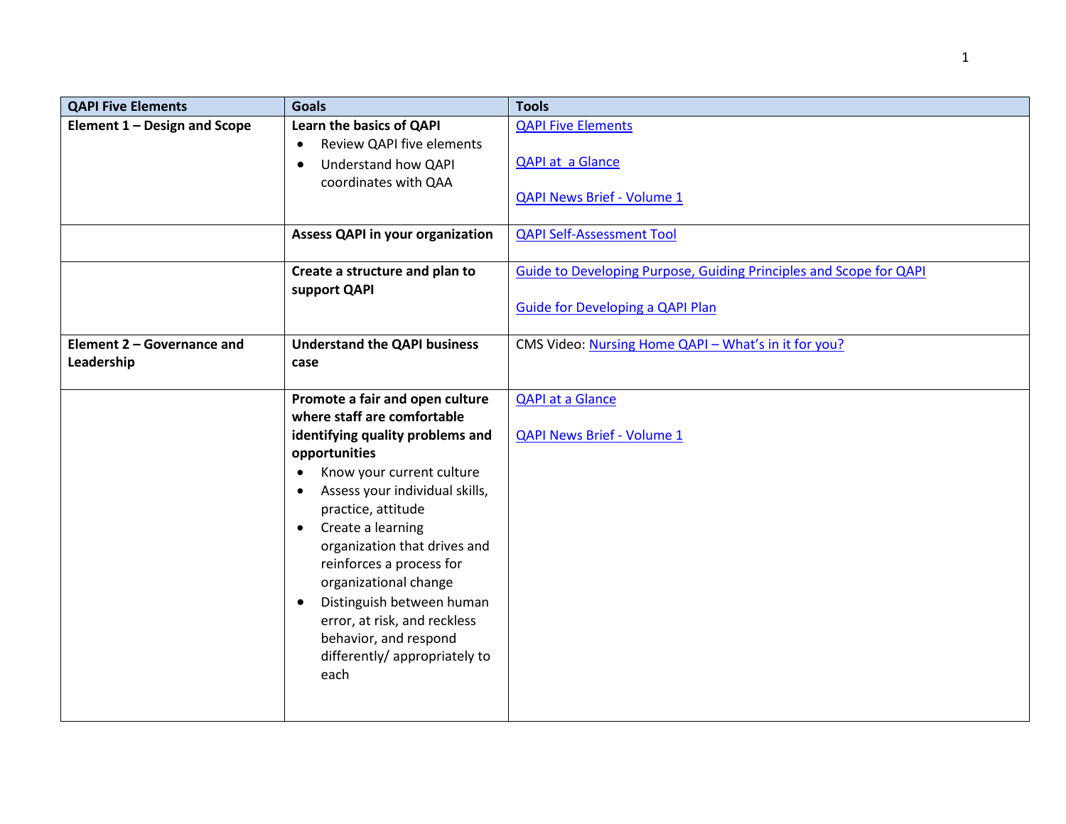| QAPI Five Elements | Goals | Tools |
| --- | --- | --- |
| **Element 1 – Design and Scope** | **Learn the basics of QAPI**<br>• Review QAPI five elements<br>• Understand how QAPI coordinates with QAA | QAPI Five Elements<br><br>QAPI at a Glance<br><br>QAPI News Brief - Volume 1 |
| | **Assess QAPI in your organization** | QAPI Self-Assessment Tool |
| | **Create a structure and plan to support QAPI** | Guide to Developing Purpose, Guiding Principles and Scope for QAPI<br><br>Guide for Developing a QAPI Plan |
| **Element 2 – Governance and Leadership** | **Understand the QAPI business case** | CMS Video: Nursing Home QAPI – What's in it for you? |
| | **Promote a fair and open culture where staff are comfortable identifying quality problems and opportunities**<br>• Know your current culture<br>• Assess your individual skills, practice, attitude<br>• Create a learning organization that drives and reinforces a process for organizational change<br>• Distinguish between human error, at risk, and reckless behavior, and respond differently/ appropriately to each | QAPI at a Glance<br><br>QAPI News Brief - Volume 1 |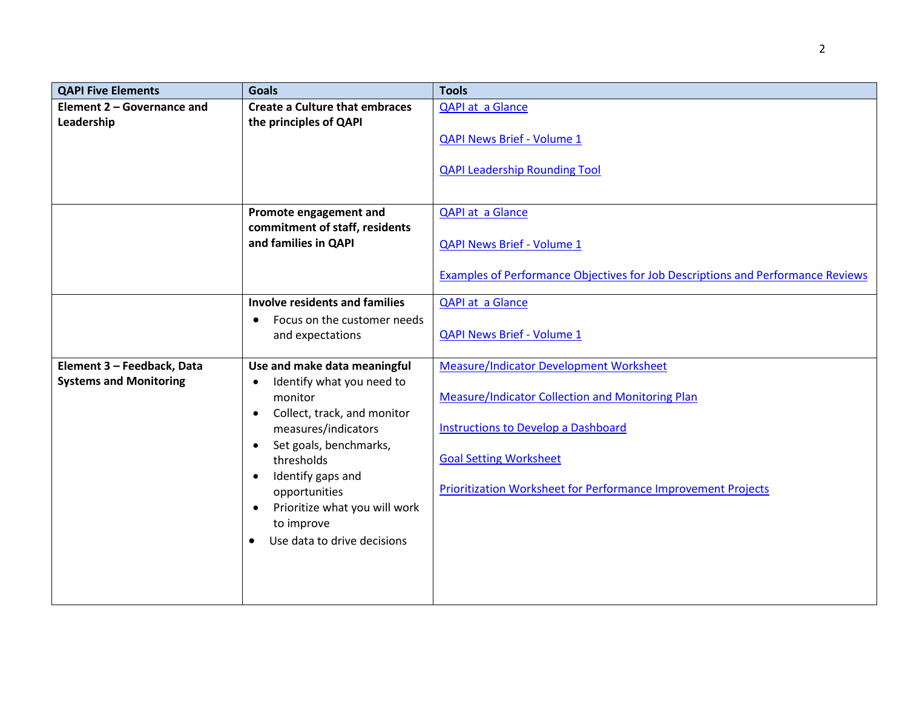| QAPI Five Elements | Goals | Tools |
|---|---|---|
| **Element 2 – Governance and Leadership** | **Create a Culture that embraces the principles of QAPI** | QAPI at a Glance<br><br>QAPI News Brief - Volume 1<br><br>QAPI Leadership Rounding Tool |
| | **Promote engagement and commitment of staff, residents and families in QAPI** | QAPI at a Glance<br><br>QAPI News Brief - Volume 1<br><br>Examples of Performance Objectives for Job Descriptions and Performance Reviews |
| | **Involve residents and families**<br>• Focus on the customer needs and expectations | QAPI at a Glance<br><br>QAPI News Brief - Volume 1 |
| **Element 3 – Feedback, Data Systems and Monitoring** | **Use and make data meaningful**<br>• Identify what you need to monitor<br>• Collect, track, and monitor measures/indicators<br>• Set goals, benchmarks, thresholds<br>• Identify gaps and opportunities<br>• Prioritize what you will work to improve<br>• Use data to drive decisions | Measure/Indicator Development Worksheet<br><br>Measure/Indicator Collection and Monitoring Plan<br><br>Instructions to Develop a Dashboard<br><br>Goal Setting Worksheet<br><br>Prioritization Worksheet for Performance Improvement Projects |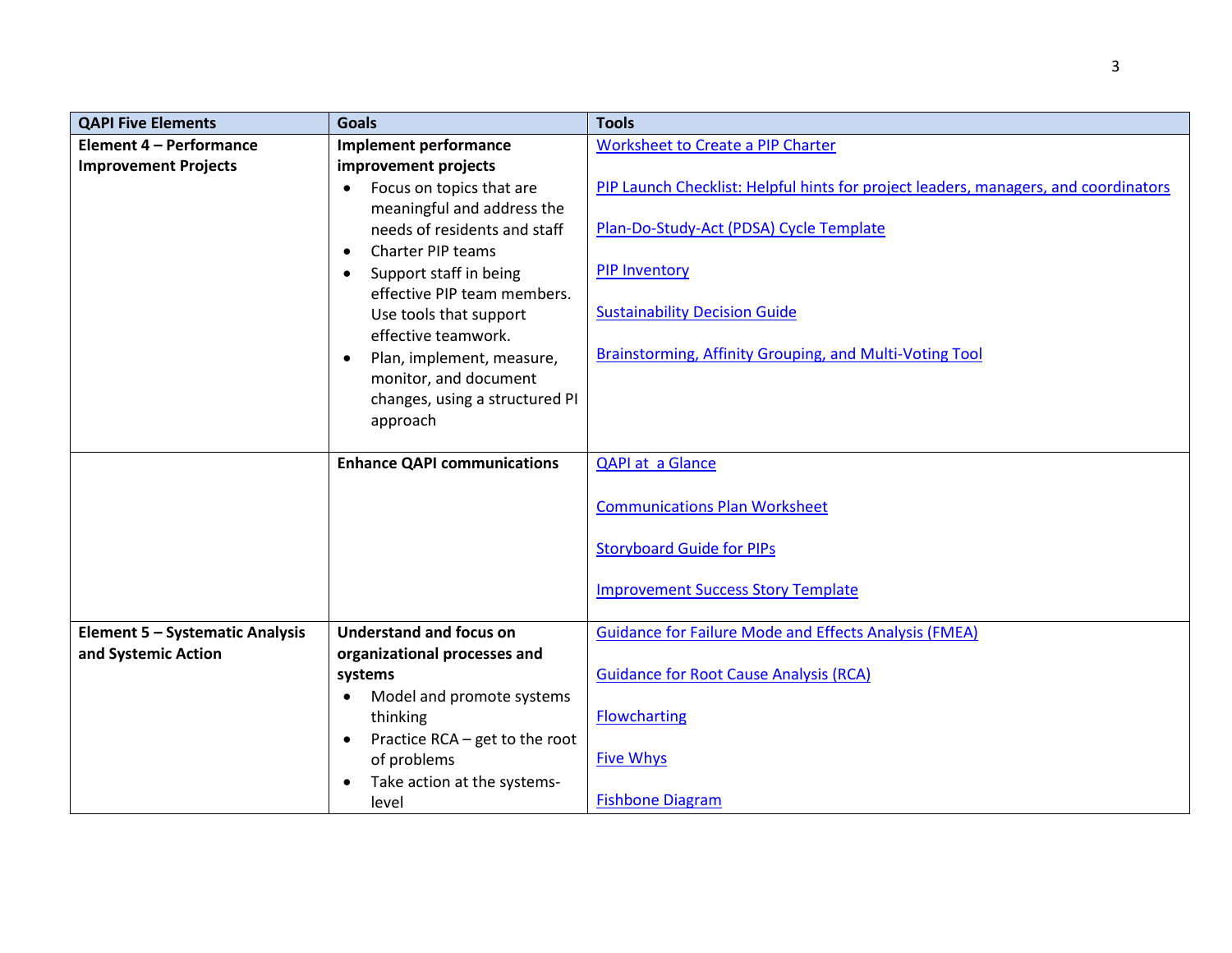| QAPI Five Elements | Goals | Tools |
|---|---|---|
| **Element 4 – Performance Improvement Projects** | **Implement performance improvement projects**<br>• Focus on topics that are meaningful and address the needs of residents and staff<br>• Charter PIP teams<br>• Support staff in being effective PIP team members. Use tools that support effective teamwork.<br>• Plan, implement, measure, monitor, and document changes, using a structured PI approach | Worksheet to Create a PIP Charter<br><br>PIP Launch Checklist: Helpful hints for project leaders, managers, and coordinators<br><br>Plan-Do-Study-Act (PDSA) Cycle Template<br><br>PIP Inventory<br><br>Sustainability Decision Guide<br><br>Brainstorming, Affinity Grouping, and Multi-Voting Tool |
| | **Enhance QAPI communications** | QAPI at a Glance<br><br>Communications Plan Worksheet<br><br>Storyboard Guide for PIPs<br><br>Improvement Success Story Template |
| **Element 5 – Systematic Analysis and Systemic Action** | **Understand and focus on organizational processes and systems**<br>• Model and promote systems thinking<br>• Practice RCA – get to the root of problems<br>• Take action at the systems-level | Guidance for Failure Mode and Effects Analysis (FMEA)<br><br>Guidance for Root Cause Analysis (RCA)<br><br>Flowcharting<br><br>Five Whys<br><br>Fishbone Diagram |